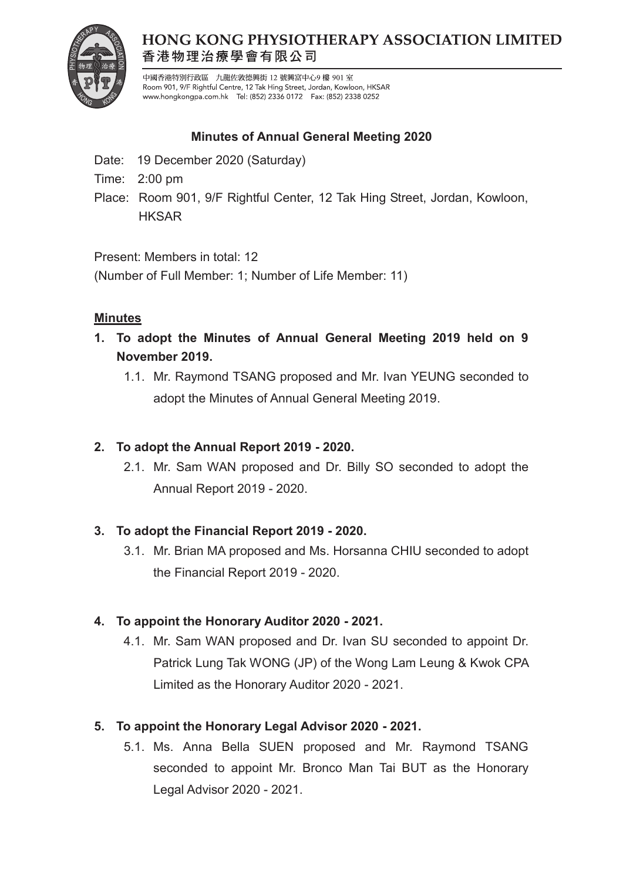# HONG KONG PHYSIOTHERAPY ASSOCIATION LIMITED
# 香港物理治療學會有限公司

中國香港特別行政區　九龍佐敦德興街 12 號興富中心9 樓 901 室
Room 901, 9/F Rightful Centre, 12 Tak Hing Street, Jordan, Kowloon, HKSAR
www.hongkongpa.com.hk　Tel: (852) 2336 0172　Fax: (852) 2338 0252

## Minutes of Annual General Meeting 2020

Date: 19 December 2020 (Saturday)

Time: 2:00 pm

Place: Room 901, 9/F Rightful Center, 12 Tak Hing Street, Jordan, Kowloon, HKSAR

Present: Members in total: 12
(Number of Full Member: 1; Number of Life Member: 11)

**Minutes**

**1. To adopt the Minutes of Annual General Meeting 2019 held on 9 November 2019.**

1.1. Mr. Raymond TSANG proposed and Mr. Ivan YEUNG seconded to adopt the Minutes of Annual General Meeting 2019.

**2. To adopt the Annual Report 2019 - 2020.**

2.1. Mr. Sam WAN proposed and Dr. Billy SO seconded to adopt the Annual Report 2019 - 2020.

**3. To adopt the Financial Report 2019 - 2020.**

3.1. Mr. Brian MA proposed and Ms. Horsanna CHIU seconded to adopt the Financial Report 2019 - 2020.

**4. To appoint the Honorary Auditor 2020 - 2021.**

4.1. Mr. Sam WAN proposed and Dr. Ivan SU seconded to appoint Dr. Patrick Lung Tak WONG (JP) of the Wong Lam Leung & Kwok CPA Limited as the Honorary Auditor 2020 - 2021.

**5. To appoint the Honorary Legal Advisor 2020 - 2021.**

5.1. Ms. Anna Bella SUEN proposed and Mr. Raymond TSANG seconded to appoint Mr. Bronco Man Tai BUT as the Honorary Legal Advisor 2020 - 2021.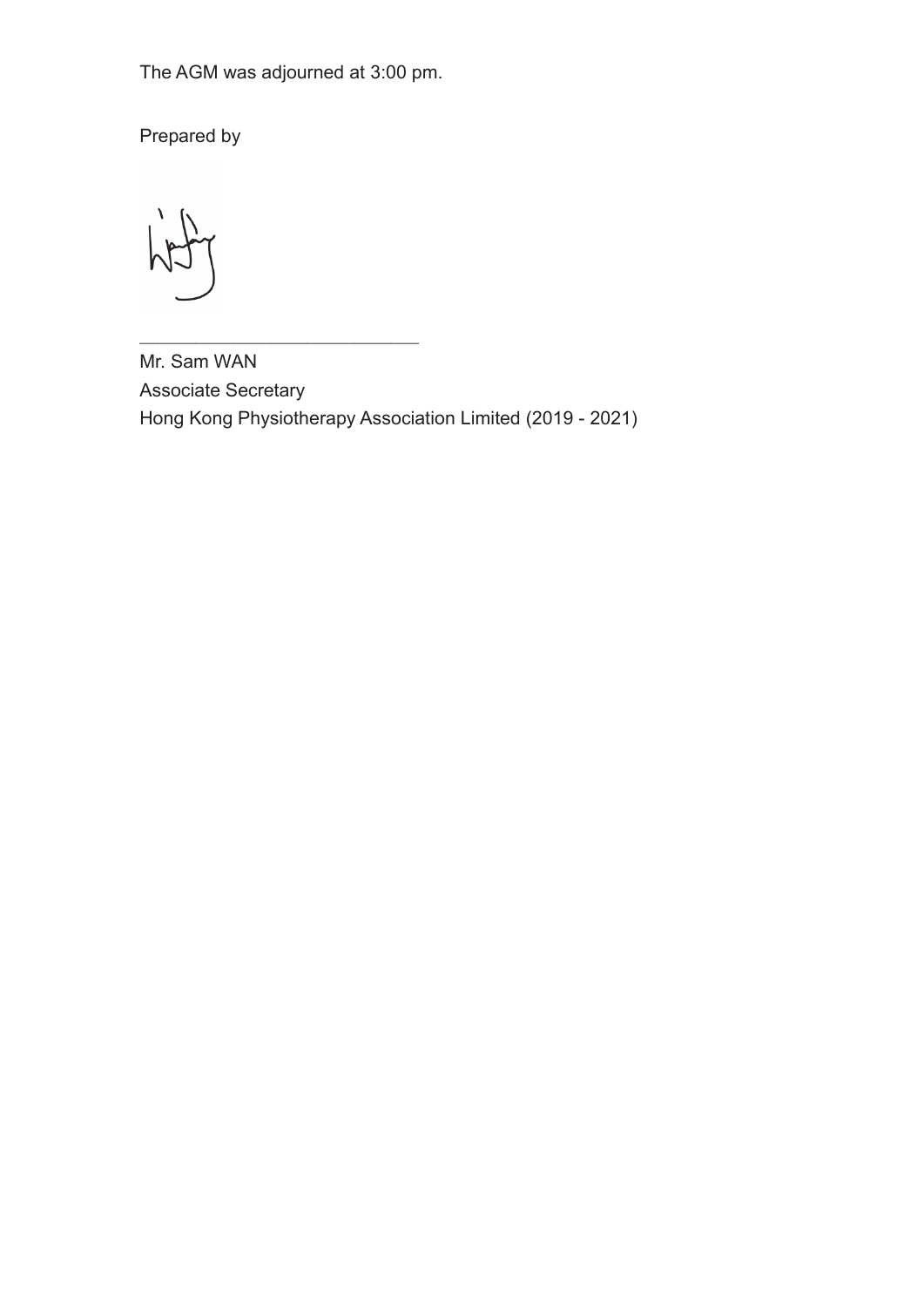The AGM was adjourned at 3:00 pm.

Prepared by

\_\_\_\_\_\_\_\_\_\_\_\_\_\_\_\_\_\_\_\_\_\_\_\_\_\_\_\_

Mr. Sam WAN
Associate Secretary
Hong Kong Physiotherapy Association Limited (2019 - 2021)